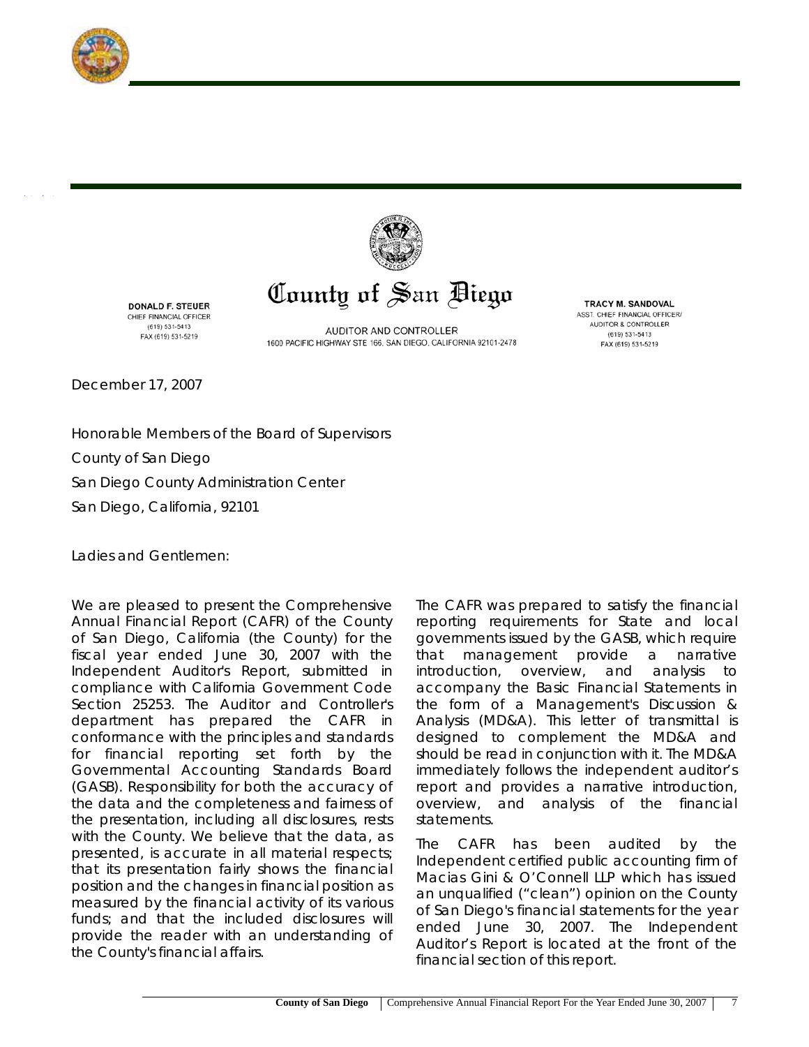# County of San Diego

AUDITOR AND CONTROLLER
1600 PACIFIC HIGHWAY STE 166, SAN DIEGO, CALIFORNIA 92101-2478

**DONALD F. STEUER**
CHIEF FINANCIAL OFFICER
(619) 531-5413
FAX (619) 531-5219

**TRACY M. SANDOVAL**
ASST. CHIEF FINANCIAL OFFICER/
AUDITOR & CONTROLLER
(619) 531-5413
FAX (619) 531-5219

December 17, 2007

Honorable Members of the Board of Supervisors

County of San Diego

San Diego County Administration Center

San Diego, California, 92101

Ladies and Gentlemen:

We are pleased to present the Comprehensive Annual Financial Report (CAFR) of the County of San Diego, California (the County) for the fiscal year ended June 30, 2007 with the Independent Auditor's Report, submitted in compliance with California Government Code Section 25253. The Auditor and Controller's department has prepared the CAFR in conformance with the principles and standards for financial reporting set forth by the Governmental Accounting Standards Board (GASB). Responsibility for both the accuracy of the data and the completeness and fairness of the presentation, including all disclosures, rests with the County. We believe that the data, as presented, is accurate in all material respects; that its presentation fairly shows the financial position and the changes in financial position as measured by the financial activity of its various funds; and that the included disclosures will provide the reader with an understanding of the County's financial affairs.

The CAFR was prepared to satisfy the financial reporting requirements for State and local governments issued by the GASB, which require that management provide a narrative introduction, overview, and analysis to accompany the Basic Financial Statements in the form of a Management's Discussion & Analysis (MD&A). This letter of transmittal is designed to complement the MD&A and should be read in conjunction with it. The MD&A immediately follows the independent auditor's report and provides a narrative introduction, overview, and analysis of the financial statements.

The CAFR has been audited by the Independent certified public accounting firm of Macias Gini & O'Connell LLP which has issued an unqualified ("clean") opinion on the County of San Diego's financial statements for the year ended June 30, 2007. The Independent Auditor's Report is located at the front of the financial section of this report.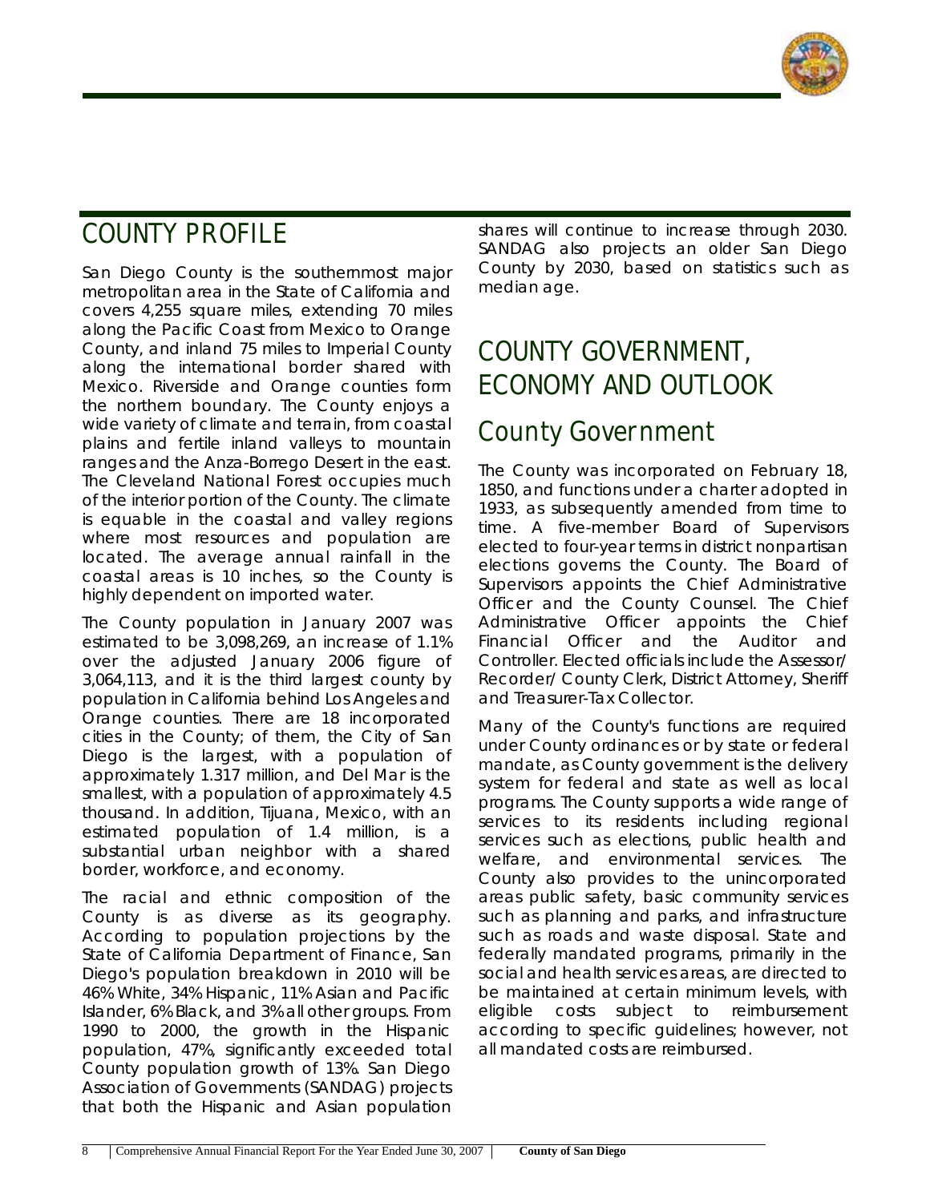# COUNTY PROFILE

San Diego County is the southernmost major metropolitan area in the State of California and covers 4,255 square miles, extending 70 miles along the Pacific Coast from Mexico to Orange County, and inland 75 miles to Imperial County along the international border shared with Mexico. Riverside and Orange counties form the northern boundary. The County enjoys a wide variety of climate and terrain, from coastal plains and fertile inland valleys to mountain ranges and the Anza-Borrego Desert in the east. The Cleveland National Forest occupies much of the interior portion of the County. The climate is equable in the coastal and valley regions where most resources and population are located. The average annual rainfall in the coastal areas is 10 inches, so the County is highly dependent on imported water.

The County population in January 2007 was estimated to be 3,098,269, an increase of 1.1% over the adjusted January 2006 figure of 3,064,113, and it is the third largest county by population in California behind Los Angeles and Orange counties. There are 18 incorporated cities in the County; of them, the City of San Diego is the largest, with a population of approximately 1.317 million, and Del Mar is the smallest, with a population of approximately 4.5 thousand. In addition, Tijuana, Mexico, with an estimated population of 1.4 million, is a substantial urban neighbor with a shared border, workforce, and economy.

The racial and ethnic composition of the County is as diverse as its geography. According to population projections by the State of California Department of Finance, San Diego's population breakdown in 2010 will be 46% White, 34% Hispanic, 11% Asian and Pacific Islander, 6% Black, and 3% all other groups. From 1990 to 2000, the growth in the Hispanic population, 47%, significantly exceeded total County population growth of 13%. San Diego Association of Governments (SANDAG) projects that both the Hispanic and Asian population shares will continue to increase through 2030. SANDAG also projects an older San Diego County by 2030, based on statistics such as median age.

# COUNTY GOVERNMENT, ECONOMY AND OUTLOOK

## County Government

The County was incorporated on February 18, 1850, and functions under a charter adopted in 1933, as subsequently amended from time to time. A five-member Board of Supervisors elected to four-year terms in district nonpartisan elections governs the County. The Board of Supervisors appoints the Chief Administrative Officer and the County Counsel. The Chief Administrative Officer appoints the Chief Financial Officer and the Auditor and Controller. Elected officials include the Assessor/ Recorder/ County Clerk, District Attorney, Sheriff and Treasurer-Tax Collector.

Many of the County's functions are required under County ordinances or by state or federal mandate, as County government is the delivery system for federal and state as well as local programs. The County supports a wide range of services to its residents including regional services such as elections, public health and welfare, and environmental services. The County also provides to the unincorporated areas public safety, basic community services such as planning and parks, and infrastructure such as roads and waste disposal. State and federally mandated programs, primarily in the social and health services areas, are directed to be maintained at certain minimum levels, with eligible costs subject to reimbursement according to specific guidelines; however, not all mandated costs are reimbursed.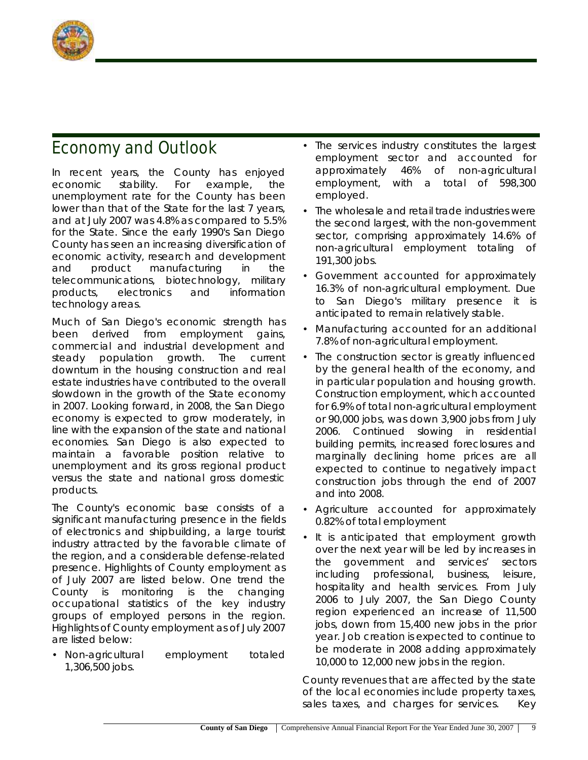# Economy and Outlook

In recent years, the County has enjoyed economic stability. For example, the unemployment rate for the County has been lower than that of the State for the last 7 years, and at July 2007 was 4.8% as compared to 5.5% for the State. Since the early 1990's San Diego County has seen an increasing diversification of economic activity, research and development and product manufacturing in the telecommunications, biotechnology, military products, electronics and information technology areas.

Much of San Diego's economic strength has been derived from employment gains, commercial and industrial development and steady population growth. The current downturn in the housing construction and real estate industries have contributed to the overall slowdown in the growth of the State economy in 2007. Looking forward, in 2008, the San Diego economy is expected to grow moderately, in line with the expansion of the state and national economies. San Diego is also expected to maintain a favorable position relative to unemployment and its gross regional product versus the state and national gross domestic products.

The County's economic base consists of a significant manufacturing presence in the fields of electronics and shipbuilding, a large tourist industry attracted by the favorable climate of the region, and a considerable defense-related presence. Highlights of County employment as of July 2007 are listed below. One trend the County is monitoring is the changing occupational statistics of the key industry groups of employed persons in the region. Highlights of County employment as of July 2007 are listed below:

- Non-agricultural employment totaled 1,306,500 jobs.
- The services industry constitutes the largest employment sector and accounted for approximately 46% of non-agricultural employment, with a total of 598,300 employed.
- The wholesale and retail trade industries were the second largest, with the non-government sector, comprising approximately 14.6% of non-agricultural employment totaling of 191,300 jobs.
- Government accounted for approximately 16.3% of non-agricultural employment. Due to San Diego's military presence it is anticipated to remain relatively stable.
- Manufacturing accounted for an additional 7.8% of non-agricultural employment.
- The construction sector is greatly influenced by the general health of the economy, and in particular population and housing growth. Construction employment, which accounted for 6.9% of total non-agricultural employment or 90,000 jobs, was down 3,900 jobs from July 2006. Continued slowing in residential building permits, increased foreclosures and marginally declining home prices are all expected to continue to negatively impact construction jobs through the end of 2007 and into 2008.
- Agriculture accounted for approximately 0.82% of total employment
- It is anticipated that employment growth over the next year will be led by increases in the government and services' sectors including professional, business, leisure, hospitality and health services. From July 2006 to July 2007, the San Diego County region experienced an increase of 11,500 jobs, down from 15,400 new jobs in the prior year. Job creation is expected to continue to be moderate in 2008 adding approximately 10,000 to 12,000 new jobs in the region.

County revenues that are affected by the state of the local economies include property taxes, sales taxes, and charges for services. Key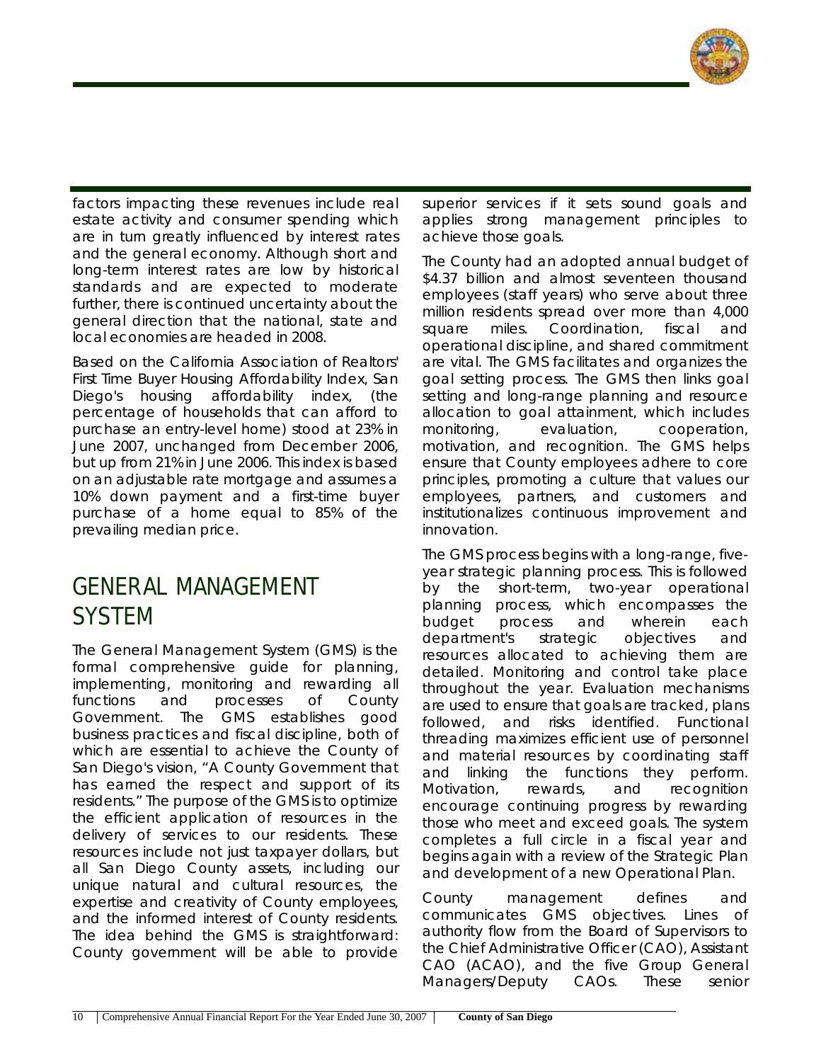factors impacting these revenues include real estate activity and consumer spending which are in turn greatly influenced by interest rates and the general economy. Although short and long-term interest rates are low by historical standards and are expected to moderate further, there is continued uncertainty about the general direction that the national, state and local economies are headed in 2008.

Based on the California Association of Realtors' First Time Buyer Housing Affordability Index, San Diego's housing affordability index, (the percentage of households that can afford to purchase an entry-level home) stood at 23% in June 2007, unchanged from December 2006, but up from 21% in June 2006. This index is based on an adjustable rate mortgage and assumes a 10% down payment and a first-time buyer purchase of a home equal to 85% of the prevailing median price.

# GENERAL MANAGEMENT SYSTEM

The General Management System (GMS) is the formal comprehensive guide for planning, implementing, monitoring and rewarding all functions and processes of County Government. The GMS establishes good business practices and fiscal discipline, both of which are essential to achieve the County of San Diego's vision, "A County Government that has earned the respect and support of its residents." The purpose of the GMS is to optimize the efficient application of resources in the delivery of services to our residents. These resources include not just taxpayer dollars, but all San Diego County assets, including our unique natural and cultural resources, the expertise and creativity of County employees, and the informed interest of County residents. The idea behind the GMS is straightforward: County government will be able to provide superior services if it sets sound goals and applies strong management principles to achieve those goals.

The County had an adopted annual budget of $4.37 billion and almost seventeen thousand employees (staff years) who serve about three million residents spread over more than 4,000 square miles. Coordination, fiscal and operational discipline, and shared commitment are vital. The GMS facilitates and organizes the goal setting process. The GMS then links goal setting and long-range planning and resource allocation to goal attainment, which includes monitoring, evaluation, cooperation, motivation, and recognition. The GMS helps ensure that County employees adhere to core principles, promoting a culture that values our employees, partners, and customers and institutionalizes continuous improvement and innovation.

The GMS process begins with a long-range, five-year strategic planning process. This is followed by the short-term, two-year operational planning process, which encompasses the budget process and wherein each department's strategic objectives and resources allocated to achieving them are detailed. Monitoring and control take place throughout the year. Evaluation mechanisms are used to ensure that goals are tracked, plans followed, and risks identified. Functional threading maximizes efficient use of personnel and material resources by coordinating staff and linking the functions they perform. Motivation, rewards, and recognition encourage continuing progress by rewarding those who meet and exceed goals. The system completes a full circle in a fiscal year and begins again with a review of the Strategic Plan and development of a new Operational Plan.

County management defines and communicates GMS objectives. Lines of authority flow from the Board of Supervisors to the Chief Administrative Officer (CAO), Assistant CAO (ACAO), and the five Group General Managers/Deputy CAOs. These senior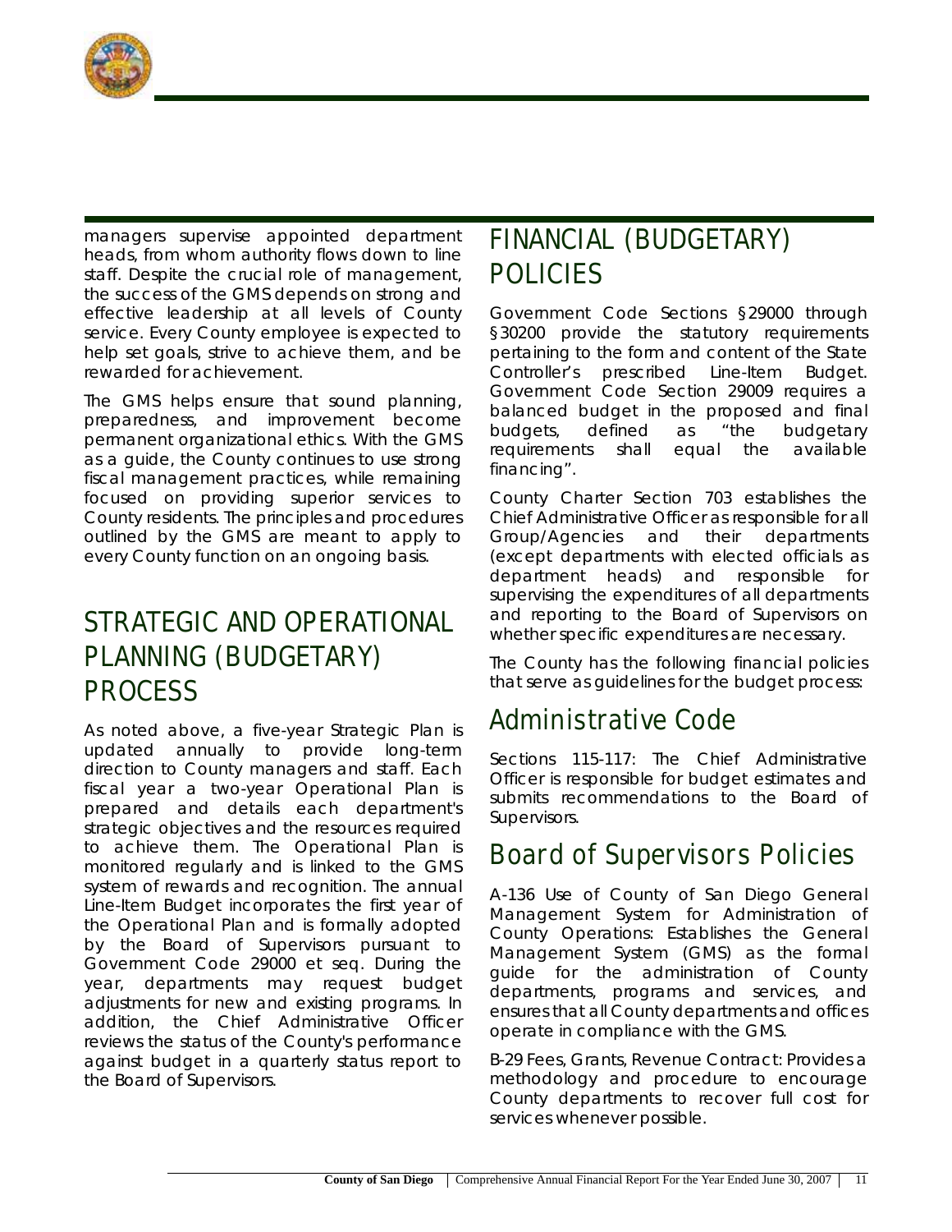managers supervise appointed department heads, from whom authority flows down to line staff. Despite the crucial role of management, the success of the GMS depends on strong and effective leadership at all levels of County service. Every County employee is expected to help set goals, strive to achieve them, and be rewarded for achievement.

The GMS helps ensure that sound planning, preparedness, and improvement become permanent organizational ethics. With the GMS as a guide, the County continues to use strong fiscal management practices, while remaining focused on providing superior services to County residents. The principles and procedures outlined by the GMS are meant to apply to every County function on an ongoing basis.

# STRATEGIC AND OPERATIONAL PLANNING (BUDGETARY) PROCESS

As noted above, a five-year Strategic Plan is updated annually to provide long-term direction to County managers and staff. Each fiscal year a two-year Operational Plan is prepared and details each department's strategic objectives and the resources required to achieve them. The Operational Plan is monitored regularly and is linked to the GMS system of rewards and recognition. The annual Line-Item Budget incorporates the first year of the Operational Plan and is formally adopted by the Board of Supervisors pursuant to Government Code 29000 et seq. During the year, departments may request budget adjustments for new and existing programs. In addition, the Chief Administrative Officer reviews the status of the County's performance against budget in a quarterly status report to the Board of Supervisors.

# FINANCIAL (BUDGETARY) POLICIES

Government Code Sections §29000 through §30200 provide the statutory requirements pertaining to the form and content of the State Controller's prescribed Line-Item Budget. Government Code Section 29009 requires a balanced budget in the proposed and final budgets, defined as "the budgetary requirements shall equal the available financing".

County Charter Section 703 establishes the Chief Administrative Officer as responsible for all Group/Agencies and their departments (except departments with elected officials as department heads) and responsible for supervising the expenditures of all departments and reporting to the Board of Supervisors on whether specific expenditures are necessary.

The County has the following financial policies that serve as guidelines for the budget process:

## Administrative Code

Sections 115-117: The Chief Administrative Officer is responsible for budget estimates and submits recommendations to the Board of Supervisors.

## Board of Supervisors Policies

A-136 Use of County of San Diego General Management System for Administration of County Operations: Establishes the General Management System (GMS) as the formal guide for the administration of County departments, programs and services, and ensures that all County departments and offices operate in compliance with the GMS.

B-29 Fees, Grants, Revenue Contract: Provides a methodology and procedure to encourage County departments to recover full cost for services whenever possible.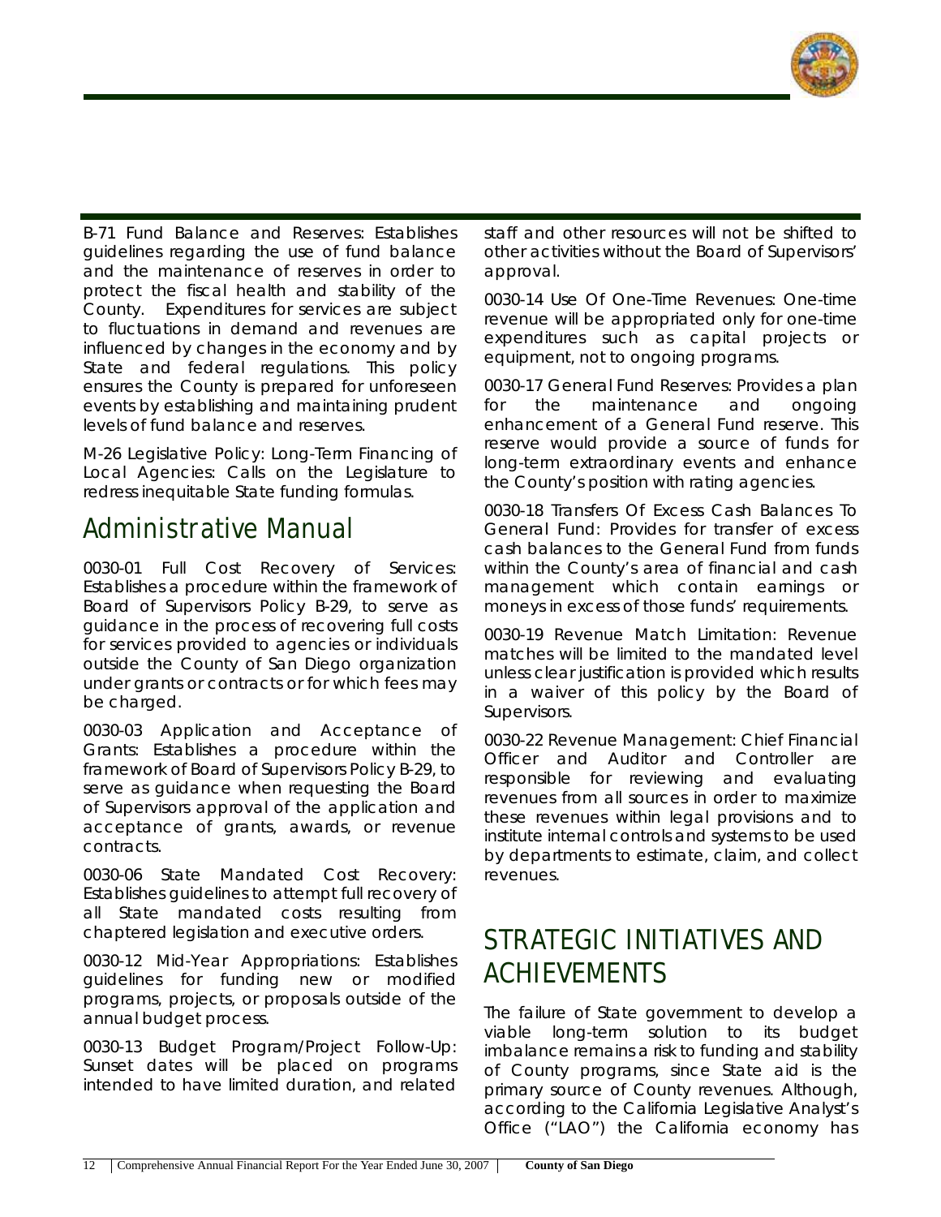B-71 Fund Balance and Reserves: Establishes guidelines regarding the use of fund balance and the maintenance of reserves in order to protect the fiscal health and stability of the County. Expenditures for services are subject to fluctuations in demand and revenues are influenced by changes in the economy and by State and federal regulations. This policy ensures the County is prepared for unforeseen events by establishing and maintaining prudent levels of fund balance and reserves.

M-26 Legislative Policy: Long-Term Financing of Local Agencies: Calls on the Legislature to redress inequitable State funding formulas.

## Administrative Manual

0030-01 Full Cost Recovery of Services: Establishes a procedure within the framework of Board of Supervisors Policy B-29, to serve as guidance in the process of recovering full costs for services provided to agencies or individuals outside the County of San Diego organization under grants or contracts or for which fees may be charged.

0030-03 Application and Acceptance of Grants: Establishes a procedure within the framework of Board of Supervisors Policy B-29, to serve as guidance when requesting the Board of Supervisors approval of the application and acceptance of grants, awards, or revenue contracts.

0030-06 State Mandated Cost Recovery: Establishes guidelines to attempt full recovery of all State mandated costs resulting from chaptered legislation and executive orders.

0030-12 Mid-Year Appropriations: Establishes guidelines for funding new or modified programs, projects, or proposals outside of the annual budget process.

0030-13 Budget Program/Project Follow-Up: Sunset dates will be placed on programs intended to have limited duration, and related staff and other resources will not be shifted to other activities without the Board of Supervisors' approval.

0030-14 Use Of One-Time Revenues: One-time revenue will be appropriated only for one-time expenditures such as capital projects or equipment, not to ongoing programs.

0030-17 General Fund Reserves: Provides a plan for the maintenance and ongoing enhancement of a General Fund reserve. This reserve would provide a source of funds for long-term extraordinary events and enhance the County's position with rating agencies.

0030-18 Transfers Of Excess Cash Balances To General Fund: Provides for transfer of excess cash balances to the General Fund from funds within the County's area of financial and cash management which contain earnings or moneys in excess of those funds' requirements.

0030-19 Revenue Match Limitation: Revenue matches will be limited to the mandated level unless clear justification is provided which results in a waiver of this policy by the Board of Supervisors.

0030-22 Revenue Management: Chief Financial Officer and Auditor and Controller are responsible for reviewing and evaluating revenues from all sources in order to maximize these revenues within legal provisions and to institute internal controls and systems to be used by departments to estimate, claim, and collect revenues.

# STRATEGIC INITIATIVES AND ACHIEVEMENTS

The failure of State government to develop a viable long-term solution to its budget imbalance remains a risk to funding and stability of County programs, since State aid is the primary source of County revenues. Although, according to the California Legislative Analyst's Office ("LAO") the California economy has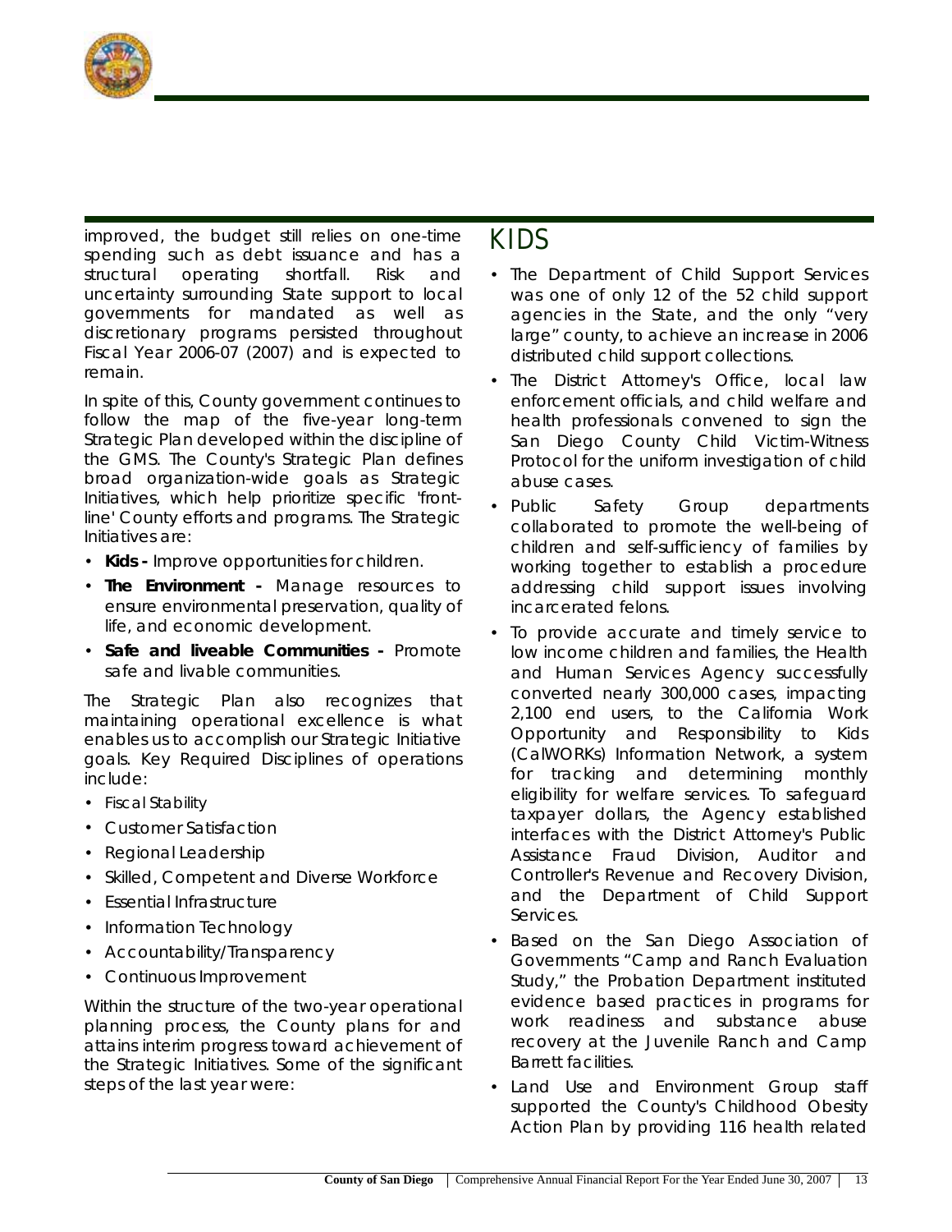improved, the budget still relies on one-time spending such as debt issuance and has a structural operating shortfall. Risk and uncertainty surrounding State support to local governments for mandated as well as discretionary programs persisted throughout Fiscal Year 2006-07 (2007) and is expected to remain.

In spite of this, County government continues to follow the map of the five-year long-term Strategic Plan developed within the discipline of the GMS. The County's Strategic Plan defines broad organization-wide goals as Strategic Initiatives, which help prioritize specific 'front-line' County efforts and programs. The Strategic Initiatives are:

- **Kids -** Improve opportunities for children.
- **The Environment -** Manage resources to ensure environmental preservation, quality of life, and economic development.
- **Safe and liveable Communities -** Promote safe and livable communities.

The Strategic Plan also recognizes that maintaining operational excellence is what enables us to accomplish our Strategic Initiative goals. Key Required Disciplines of operations include:

- Fiscal Stability
- Customer Satisfaction
- Regional Leadership
- Skilled, Competent and Diverse Workforce
- Essential Infrastructure
- Information Technology
- Accountability/Transparency
- Continuous Improvement

Within the structure of the two-year operational planning process, the County plans for and attains interim progress toward achievement of the Strategic Initiatives. Some of the significant steps of the last year were:

## KIDS

- The Department of Child Support Services was one of only 12 of the 52 child support agencies in the State, and the only "very large" county, to achieve an increase in 2006 distributed child support collections.
- The District Attorney's Office, local law enforcement officials, and child welfare and health professionals convened to sign the San Diego County Child Victim-Witness Protocol for the uniform investigation of child abuse cases.
- Public Safety Group departments collaborated to promote the well-being of children and self-sufficiency of families by working together to establish a procedure addressing child support issues involving incarcerated felons.
- To provide accurate and timely service to low income children and families, the Health and Human Services Agency successfully converted nearly 300,000 cases, impacting 2,100 end users, to the California Work Opportunity and Responsibility to Kids (CalWORKs) Information Network, a system for tracking and determining monthly eligibility for welfare services. To safeguard taxpayer dollars, the Agency established interfaces with the District Attorney's Public Assistance Fraud Division, Auditor and Controller's Revenue and Recovery Division, and the Department of Child Support Services.
- Based on the San Diego Association of Governments "Camp and Ranch Evaluation Study," the Probation Department instituted evidence based practices in programs for work readiness and substance abuse recovery at the Juvenile Ranch and Camp Barrett facilities.
- Land Use and Environment Group staff supported the County's Childhood Obesity Action Plan by providing 116 health related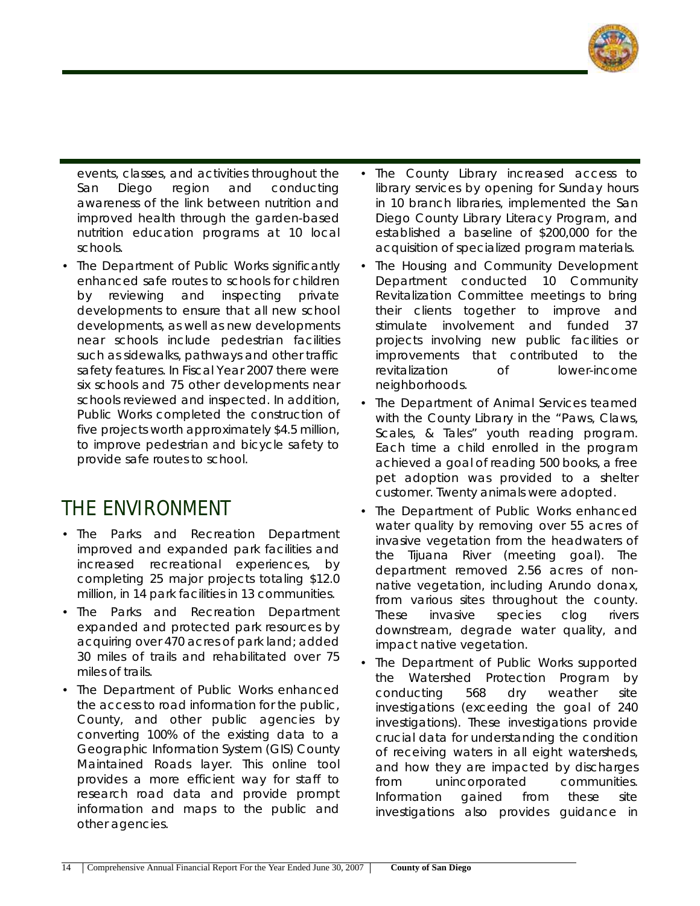events, classes, and activities throughout the San Diego region and conducting awareness of the link between nutrition and improved health through the garden-based nutrition education programs at 10 local schools.

- The Department of Public Works significantly enhanced safe routes to schools for children by reviewing and inspecting private developments to ensure that all new school developments, as well as new developments near schools include pedestrian facilities such as sidewalks, pathways and other traffic safety features. In Fiscal Year 2007 there were six schools and 75 other developments near schools reviewed and inspected. In addition, Public Works completed the construction of five projects worth approximately $4.5 million, to improve pedestrian and bicycle safety to provide safe routes to school.

## THE ENVIRONMENT

- The Parks and Recreation Department improved and expanded park facilities and increased recreational experiences, by completing 25 major projects totaling $12.0 million, in 14 park facilities in 13 communities.
- The Parks and Recreation Department expanded and protected park resources by acquiring over 470 acres of park land; added 30 miles of trails and rehabilitated over 75 miles of trails.
- The Department of Public Works enhanced the access to road information for the public, County, and other public agencies by converting 100% of the existing data to a Geographic Information System (GIS) County Maintained Roads layer. This online tool provides a more efficient way for staff to research road data and provide prompt information and maps to the public and other agencies.
- The County Library increased access to library services by opening for Sunday hours in 10 branch libraries, implemented the San Diego County Library Literacy Program, and established a baseline of $200,000 for the acquisition of specialized program materials.
- The Housing and Community Development Department conducted 10 Community Revitalization Committee meetings to bring their clients together to improve and stimulate involvement and funded 37 projects involving new public facilities or improvements that contributed to the revitalization of lower-income neighborhoods.
- The Department of Animal Services teamed with the County Library in the "Paws, Claws, Scales, & Tales" youth reading program. Each time a child enrolled in the program achieved a goal of reading 500 books, a free pet adoption was provided to a shelter customer. Twenty animals were adopted.
- The Department of Public Works enhanced water quality by removing over 55 acres of invasive vegetation from the headwaters of the Tijuana River (meeting goal). The department removed 2.56 acres of non-native vegetation, including Arundo donax, from various sites throughout the county. These invasive species clog rivers downstream, degrade water quality, and impact native vegetation.
- The Department of Public Works supported the Watershed Protection Program by conducting 568 dry weather site investigations (exceeding the goal of 240 investigations). These investigations provide crucial data for understanding the condition of receiving waters in all eight watersheds, and how they are impacted by discharges from unincorporated communities. Information gained from these site investigations also provides guidance in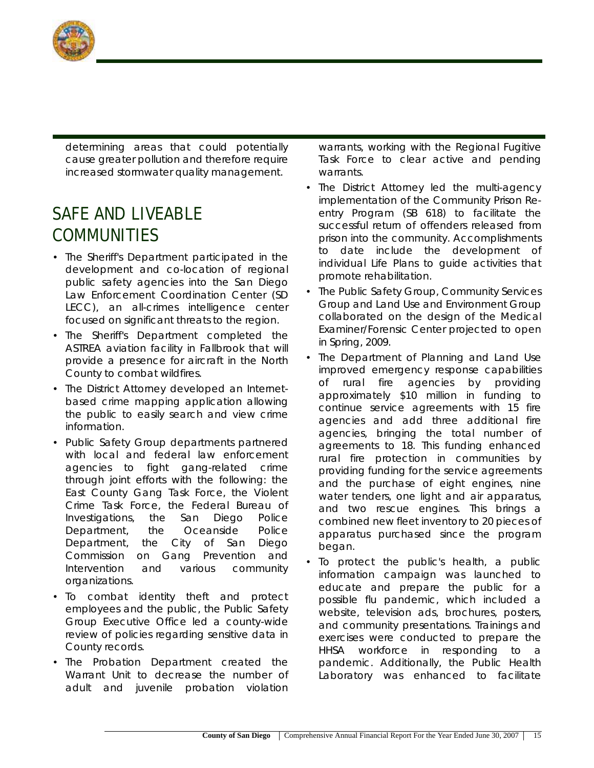determining areas that could potentially cause greater pollution and therefore require increased stormwater quality management.

## SAFE AND LIVEABLE COMMUNITIES

- The Sheriff's Department participated in the development and co-location of regional public safety agencies into the San Diego Law Enforcement Coordination Center (SD LECC), an all-crimes intelligence center focused on significant threats to the region.
- The Sheriff's Department completed the ASTREA aviation facility in Fallbrook that will provide a presence for aircraft in the North County to combat wildfires.
- The District Attorney developed an Internet-based crime mapping application allowing the public to easily search and view crime information.
- Public Safety Group departments partnered with local and federal law enforcement agencies to fight gang-related crime through joint efforts with the following: the East County Gang Task Force, the Violent Crime Task Force, the Federal Bureau of Investigations, the San Diego Police Department, the Oceanside Police Department, the City of San Diego Commission on Gang Prevention and Intervention and various community organizations.
- To combat identity theft and protect employees and the public, the Public Safety Group Executive Office led a county-wide review of policies regarding sensitive data in County records.
- The Probation Department created the Warrant Unit to decrease the number of adult and juvenile probation violation warrants, working with the Regional Fugitive Task Force to clear active and pending warrants.
- The District Attorney led the multi-agency implementation of the Community Prison Re-entry Program (SB 618) to facilitate the successful return of offenders released from prison into the community. Accomplishments to date include the development of individual Life Plans to guide activities that promote rehabilitation.
- The Public Safety Group, Community Services Group and Land Use and Environment Group collaborated on the design of the Medical Examiner/Forensic Center projected to open in Spring, 2009.
- The Department of Planning and Land Use improved emergency response capabilities of rural fire agencies by providing approximately $10 million in funding to continue service agreements with 15 fire agencies and add three additional fire agencies, bringing the total number of agreements to 18. This funding enhanced rural fire protection in communities by providing funding for the service agreements and the purchase of eight engines, nine water tenders, one light and air apparatus, and two rescue engines. This brings a combined new fleet inventory to 20 pieces of apparatus purchased since the program began.
- To protect the public's health, a public information campaign was launched to educate and prepare the public for a possible flu pandemic, which included a website, television ads, brochures, posters, and community presentations. Trainings and exercises were conducted to prepare the HHSA workforce in responding to a pandemic. Additionally, the Public Health Laboratory was enhanced to facilitate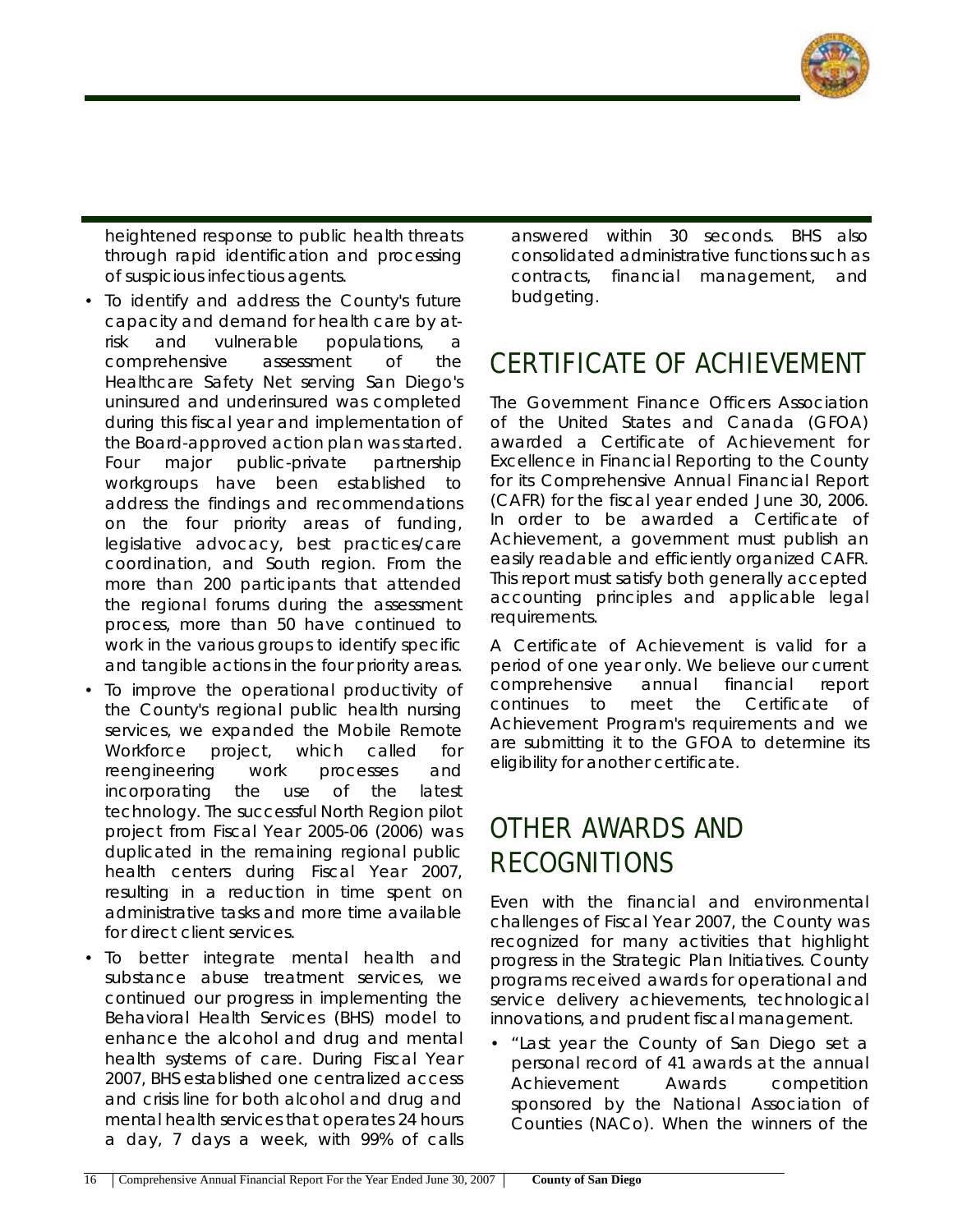heightened response to public health threats through rapid identification and processing of suspicious infectious agents.

- To identify and address the County's future capacity and demand for health care by at-risk and vulnerable populations, a comprehensive assessment of the Healthcare Safety Net serving San Diego's uninsured and underinsured was completed during this fiscal year and implementation of the Board-approved action plan was started. Four major public-private partnership workgroups have been established to address the findings and recommendations on the four priority areas of funding, legislative advocacy, best practices/care coordination, and South region. From the more than 200 participants that attended the regional forums during the assessment process, more than 50 have continued to work in the various groups to identify specific and tangible actions in the four priority areas.
- To improve the operational productivity of the County's regional public health nursing services, we expanded the Mobile Remote Workforce project, which called for reengineering work processes and incorporating the use of the latest technology. The successful North Region pilot project from Fiscal Year 2005-06 (2006) was duplicated in the remaining regional public health centers during Fiscal Year 2007, resulting in a reduction in time spent on administrative tasks and more time available for direct client services.
- To better integrate mental health and substance abuse treatment services, we continued our progress in implementing the Behavioral Health Services (BHS) model to enhance the alcohol and drug and mental health systems of care. During Fiscal Year 2007, BHS established one centralized access and crisis line for both alcohol and drug and mental health services that operates 24 hours a day, 7 days a week, with 99% of calls answered within 30 seconds. BHS also consolidated administrative functions such as contracts, financial management, and budgeting.

# CERTIFICATE OF ACHIEVEMENT

The Government Finance Officers Association of the United States and Canada (GFOA) awarded a Certificate of Achievement for Excellence in Financial Reporting to the County for its Comprehensive Annual Financial Report (CAFR) for the fiscal year ended June 30, 2006. In order to be awarded a Certificate of Achievement, a government must publish an easily readable and efficiently organized CAFR. This report must satisfy both generally accepted accounting principles and applicable legal requirements.

A Certificate of Achievement is valid for a period of one year only. We believe our current comprehensive annual financial report continues to meet the Certificate of Achievement Program's requirements and we are submitting it to the GFOA to determine its eligibility for another certificate.

# OTHER AWARDS AND RECOGNITIONS

Even with the financial and environmental challenges of Fiscal Year 2007, the County was recognized for many activities that highlight progress in the Strategic Plan Initiatives. County programs received awards for operational and service delivery achievements, technological innovations, and prudent fiscal management.

- "Last year the County of San Diego set a personal record of 41 awards at the annual Achievement Awards competition sponsored by the National Association of Counties (NACo). When the winners of the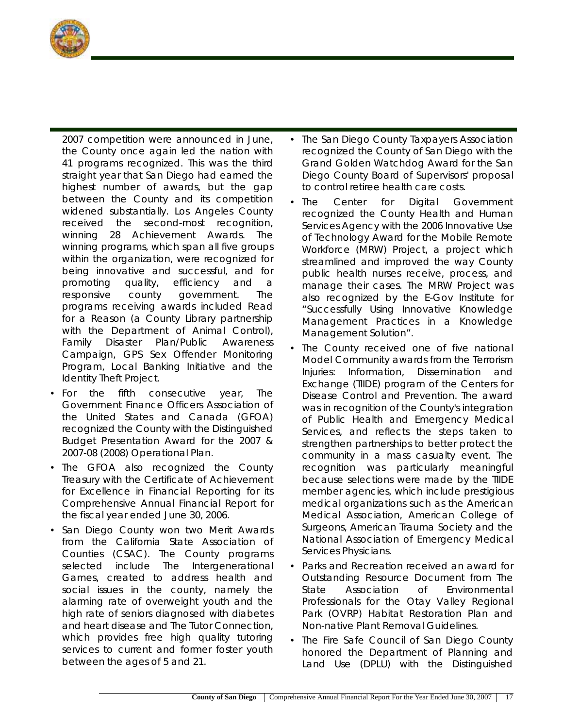2007 competition were announced in June, the County once again led the nation with 41 programs recognized. This was the third straight year that San Diego had earned the highest number of awards, but the gap between the County and its competition widened substantially. Los Angeles County received the second-most recognition, winning 28 Achievement Awards. The winning programs, which span all five groups within the organization, were recognized for being innovative and successful, and for promoting quality, efficiency and a responsive county government. The programs receiving awards included Read for a Reason (a County Library partnership with the Department of Animal Control), Family Disaster Plan/Public Awareness Campaign, GPS Sex Offender Monitoring Program, Local Banking Initiative and the Identity Theft Project.

- For the fifth consecutive year, The Government Finance Officers Association of the United States and Canada (GFOA) recognized the County with the Distinguished Budget Presentation Award for the 2007 & 2007-08 (2008) Operational Plan.
- The GFOA also recognized the County Treasury with the Certificate of Achievement for Excellence in Financial Reporting for its Comprehensive Annual Financial Report for the fiscal year ended June 30, 2006.
- San Diego County won two Merit Awards from the California State Association of Counties (CSAC). The County programs selected include The Intergenerational Games, created to address health and social issues in the county, namely the alarming rate of overweight youth and the high rate of seniors diagnosed with diabetes and heart disease and The Tutor Connection, which provides free high quality tutoring services to current and former foster youth between the ages of 5 and 21.
- The San Diego County Taxpayers Association recognized the County of San Diego with the Grand Golden Watchdog Award for the San Diego County Board of Supervisors' proposal to control retiree health care costs.
- The Center for Digital Government recognized the County Health and Human Services Agency with the 2006 Innovative Use of Technology Award for the Mobile Remote Workforce (MRW) Project, a project which streamlined and improved the way County public health nurses receive, process, and manage their cases. The MRW Project was also recognized by the E-Gov Institute for "Successfully Using Innovative Knowledge Management Practices in a Knowledge Management Solution".
- The County received one of five national Model Community awards from the Terrorism Injuries: Information, Dissemination and Exchange (TIIDE) program of the Centers for Disease Control and Prevention. The award was in recognition of the County's integration of Public Health and Emergency Medical Services, and reflects the steps taken to strengthen partnerships to better protect the community in a mass casualty event. The recognition was particularly meaningful because selections were made by the TIIDE member agencies, which include prestigious medical organizations such as the American Medical Association, American College of Surgeons, American Trauma Society and the National Association of Emergency Medical Services Physicians.
- Parks and Recreation received an award for Outstanding Resource Document from The State Association of Environmental Professionals for the Otay Valley Regional Park (OVRP) Habitat Restoration Plan and Non-native Plant Removal Guidelines.
- The Fire Safe Council of San Diego County honored the Department of Planning and Land Use (DPLU) with the Distinguished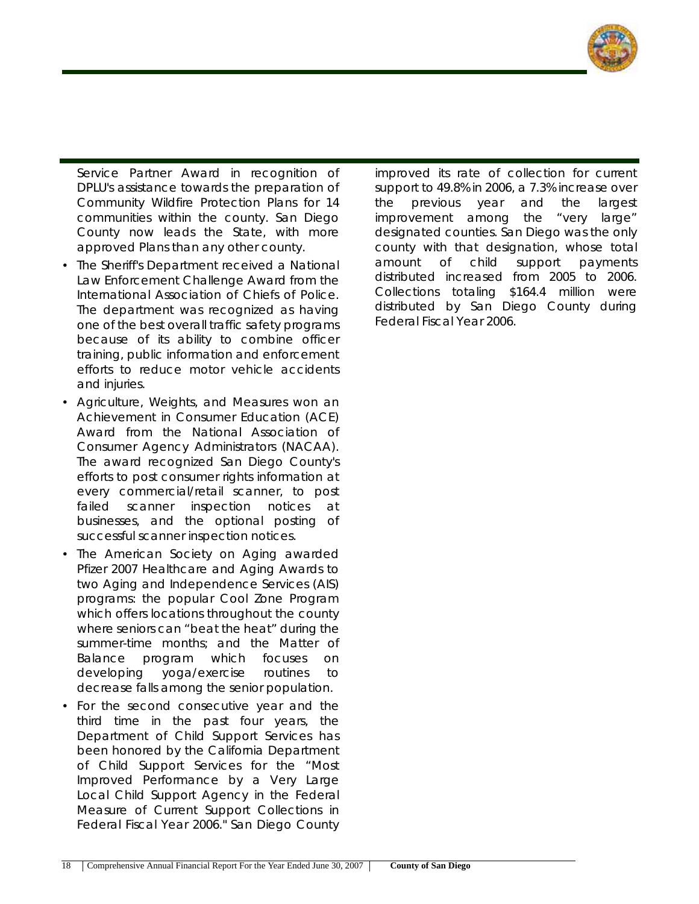Service Partner Award in recognition of DPLU's assistance towards the preparation of Community Wildfire Protection Plans for 14 communities within the county. San Diego County now leads the State, with more approved Plans than any other county.

- The Sheriff's Department received a National Law Enforcement Challenge Award from the International Association of Chiefs of Police. The department was recognized as having one of the best overall traffic safety programs because of its ability to combine officer training, public information and enforcement efforts to reduce motor vehicle accidents and injuries.
- Agriculture, Weights, and Measures won an Achievement in Consumer Education (ACE) Award from the National Association of Consumer Agency Administrators (NACAA). The award recognized San Diego County's efforts to post consumer rights information at every commercial/retail scanner, to post failed scanner inspection notices at businesses, and the optional posting of successful scanner inspection notices.
- The American Society on Aging awarded Pfizer 2007 Healthcare and Aging Awards to two Aging and Independence Services (AIS) programs: the popular Cool Zone Program which offers locations throughout the county where seniors can "beat the heat" during the summer-time months; and the Matter of Balance program which focuses on developing yoga/exercise routines to decrease falls among the senior population.
- For the second consecutive year and the third time in the past four years, the Department of Child Support Services has been honored by the California Department of Child Support Services for the "Most Improved Performance by a Very Large Local Child Support Agency in the Federal Measure of Current Support Collections in Federal Fiscal Year 2006." San Diego County improved its rate of collection for current support to 49.8% in 2006, a 7.3% increase over the previous year and the largest improvement among the "very large" designated counties. San Diego was the only county with that designation, whose total amount of child support payments distributed increased from 2005 to 2006. Collections totaling $164.4 million were distributed by San Diego County during Federal Fiscal Year 2006.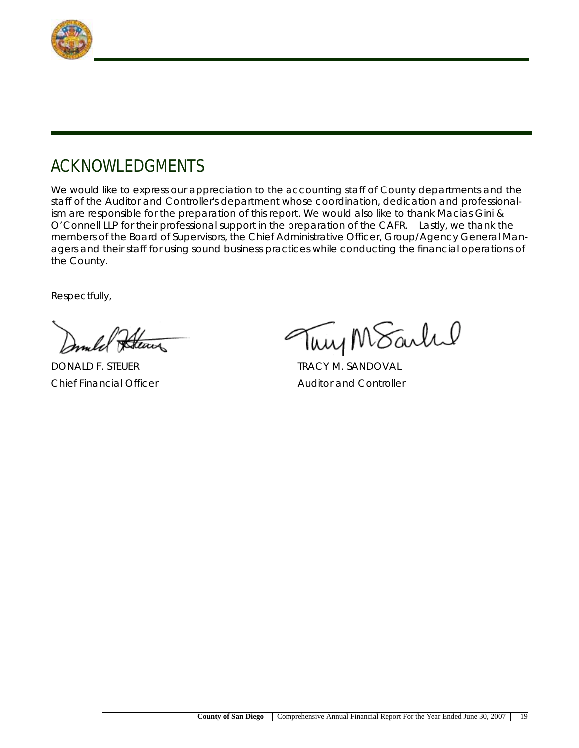# ACKNOWLEDGMENTS

We would like to express our appreciation to the accounting staff of County departments and the staff of the Auditor and Controller's department whose coordination, dedication and professionalism are responsible for the preparation of this report. We would also like to thank Macias Gini & O'Connell LLP for their professional support in the preparation of the CAFR. Lastly, we thank the members of the Board of Supervisors, the Chief Administrative Officer, Group/Agency General Managers and their staff for using sound business practices while conducting the financial operations of the County.

Respectfully,

DONALD F. STEUER
Chief Financial Officer

TRACY M. SANDOVAL
Auditor and Controller